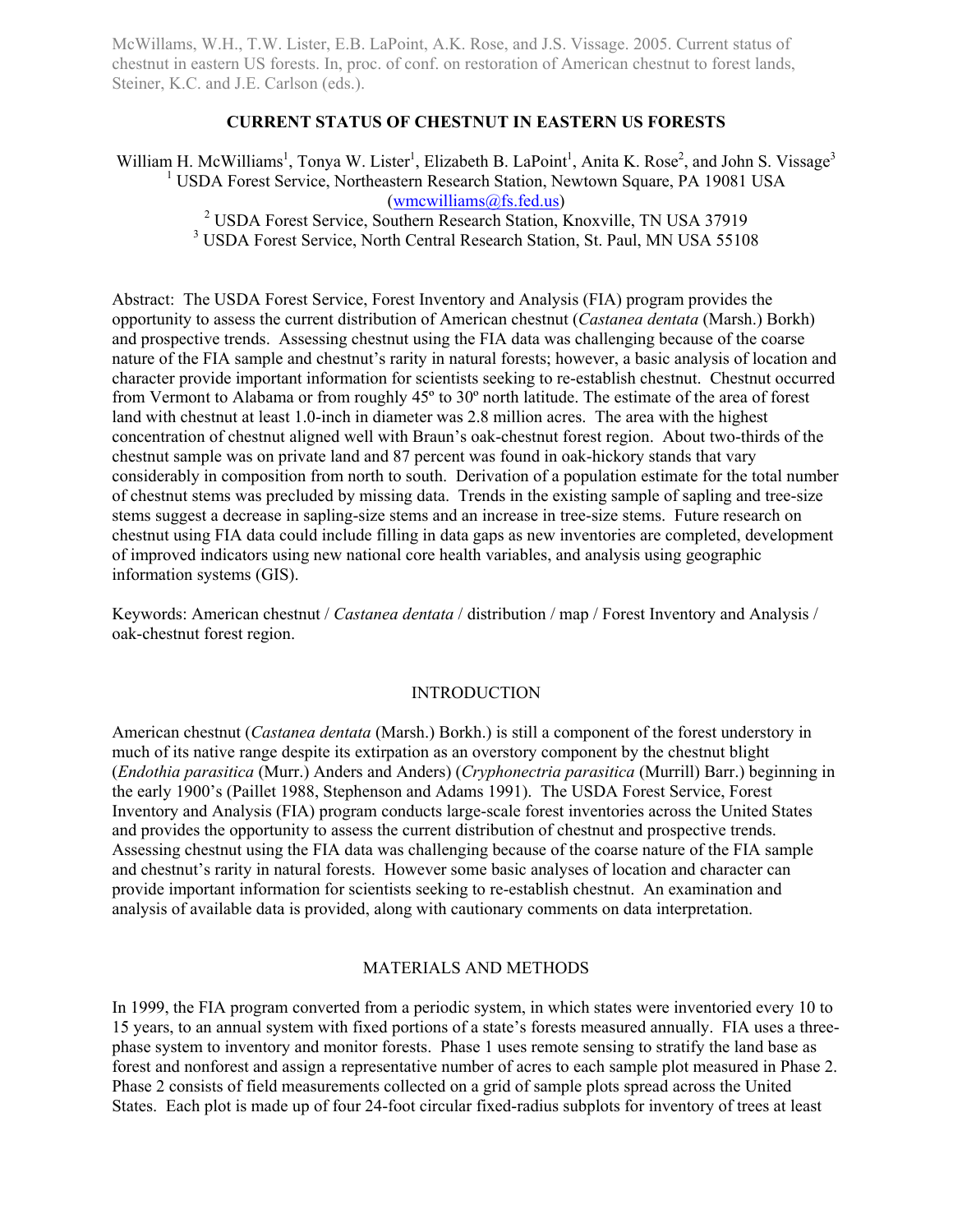McWilliams, W.H., T.W. Lister, E.B. LaPoint, A.K. Rose, and J.S. Vissage. 2005. Current status of chestnut in eastern US forests. In, proc. of conf. on restoration of American chestnut to forest lands, Steiner, K.C. and J.E. Carlson (eds.).

# CURRENT STATUS OF CHESTNUT IN EASTERN US FORESTS

William H. McWilliams[1], Tonya W. Lister[1], Elizabeth B. LaPoint[1], Anita K. Rose[2], and John S. Vissage[3]

[1] USDA Forest Service, Northeastern Research Station, Newtown Square, PA 19081 USA (wmcwilliams@fs.fed.us)

[2] USDA Forest Service, Southern Research Station, Knoxville, TN USA 37919

[3] USDA Forest Service, North Central Research Station, St. Paul, MN USA 55108

Abstract: The USDA Forest Service, Forest Inventory and Analysis (FIA) program provides the opportunity to assess the current distribution of American chestnut (*Castanea dentata* (Marsh.) Borkh) and prospective trends. Assessing chestnut using the FIA data was challenging because of the coarse nature of the FIA sample and chestnut's rarity in natural forests; however, a basic analysis of location and character provide important information for scientists seeking to re-establish chestnut. Chestnut occurred from Vermont to Alabama or from roughly 45º to 30º north latitude. The estimate of the area of forest land with chestnut at least 1.0-inch in diameter was 2.8 million acres. The area with the highest concentration of chestnut aligned well with Braun's oak-chestnut forest region. About two-thirds of the chestnut sample was on private land and 87 percent was found in oak-hickory stands that vary considerably in composition from north to south. Derivation of a population estimate for the total number of chestnut stems was precluded by missing data. Trends in the existing sample of sapling and tree-size stems suggest a decrease in sapling-size stems and an increase in tree-size stems. Future research on chestnut using FIA data could include filling in data gaps as new inventories are completed, development of improved indicators using new national core health variables, and analysis using geographic information systems (GIS).

Keywords: American chestnut / *Castanea dentata* / distribution / map / Forest Inventory and Analysis / oak-chestnut forest region.

## INTRODUCTION

American chestnut (*Castanea dentata* (Marsh.) Borkh.) is still a component of the forest understory in much of its native range despite its extirpation as an overstory component by the chestnut blight (*Endothia parasitica* (Murr.) Anders and Anders) (*Cryphonectria parasitica* (Murrill) Barr.) beginning in the early 1900's (Paillet 1988, Stephenson and Adams 1991). The USDA Forest Service, Forest Inventory and Analysis (FIA) program conducts large-scale forest inventories across the United States and provides the opportunity to assess the current distribution of chestnut and prospective trends. Assessing chestnut using the FIA data was challenging because of the coarse nature of the FIA sample and chestnut's rarity in natural forests. However some basic analyses of location and character can provide important information for scientists seeking to re-establish chestnut. An examination and analysis of available data is provided, along with cautionary comments on data interpretation.

## MATERIALS AND METHODS

In 1999, the FIA program converted from a periodic system, in which states were inventoried every 10 to 15 years, to an annual system with fixed portions of a state's forests measured annually. FIA uses a three-phase system to inventory and monitor forests. Phase 1 uses remote sensing to stratify the land base as forest and nonforest and assign a representative number of acres to each sample plot measured in Phase 2. Phase 2 consists of field measurements collected on a grid of sample plots spread across the United States. Each plot is made up of four 24-foot circular fixed-radius subplots for inventory of trees at least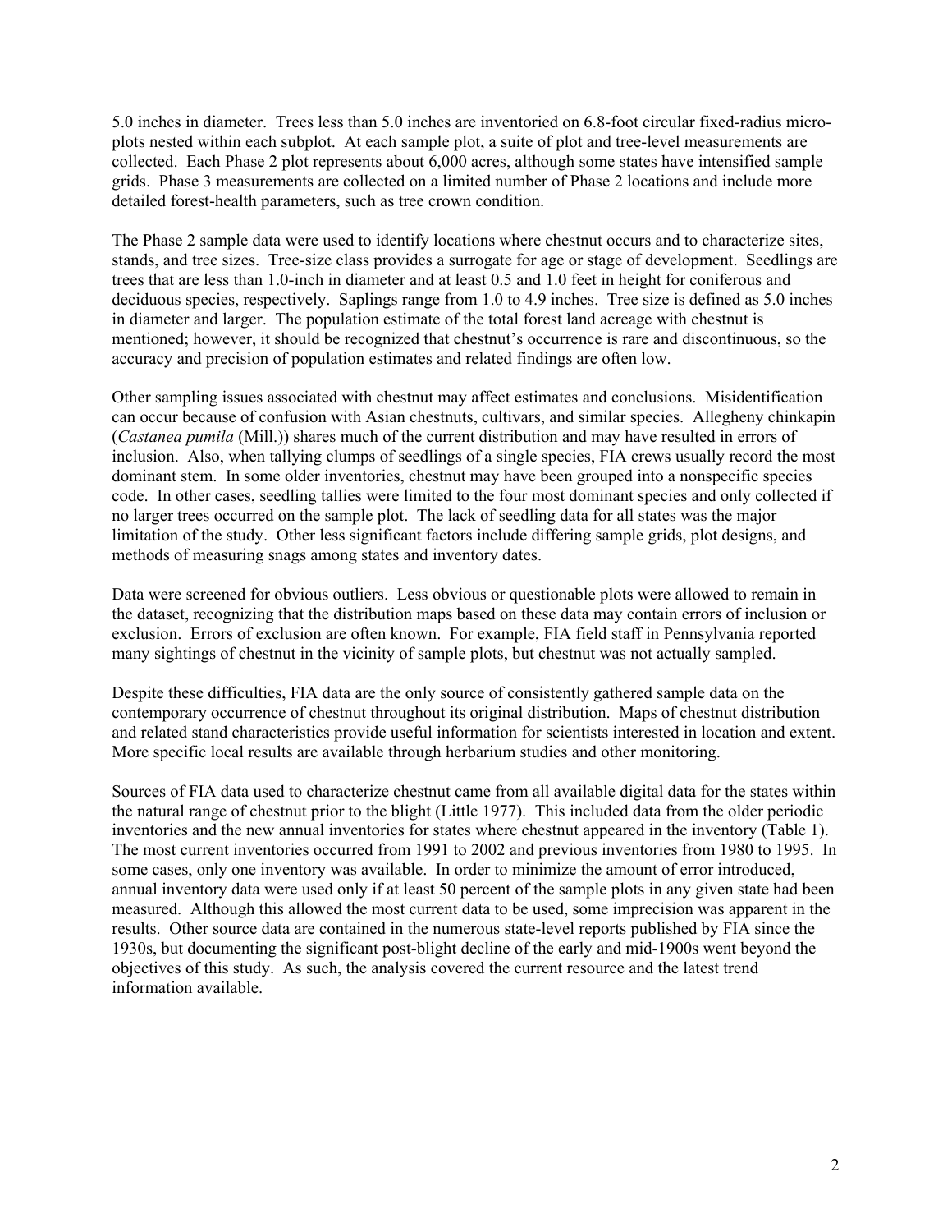5.0 inches in diameter. Trees less than 5.0 inches are inventoried on 6.8-foot circular fixed-radius micro-plots nested within each subplot. At each sample plot, a suite of plot and tree-level measurements are collected. Each Phase 2 plot represents about 6,000 acres, although some states have intensified sample grids. Phase 3 measurements are collected on a limited number of Phase 2 locations and include more detailed forest-health parameters, such as tree crown condition.

The Phase 2 sample data were used to identify locations where chestnut occurs and to characterize sites, stands, and tree sizes. Tree-size class provides a surrogate for age or stage of development. Seedlings are trees that are less than 1.0-inch in diameter and at least 0.5 and 1.0 feet in height for coniferous and deciduous species, respectively. Saplings range from 1.0 to 4.9 inches. Tree size is defined as 5.0 inches in diameter and larger. The population estimate of the total forest land acreage with chestnut is mentioned; however, it should be recognized that chestnut's occurrence is rare and discontinuous, so the accuracy and precision of population estimates and related findings are often low.

Other sampling issues associated with chestnut may affect estimates and conclusions. Misidentification can occur because of confusion with Asian chestnuts, cultivars, and similar species. Allegheny chinkapin (*Castanea pumila* (Mill.)) shares much of the current distribution and may have resulted in errors of inclusion. Also, when tallying clumps of seedlings of a single species, FIA crews usually record the most dominant stem. In some older inventories, chestnut may have been grouped into a nonspecific species code. In other cases, seedling tallies were limited to the four most dominant species and only collected if no larger trees occurred on the sample plot. The lack of seedling data for all states was the major limitation of the study. Other less significant factors include differing sample grids, plot designs, and methods of measuring snags among states and inventory dates.

Data were screened for obvious outliers. Less obvious or questionable plots were allowed to remain in the dataset, recognizing that the distribution maps based on these data may contain errors of inclusion or exclusion. Errors of exclusion are often known. For example, FIA field staff in Pennsylvania reported many sightings of chestnut in the vicinity of sample plots, but chestnut was not actually sampled.

Despite these difficulties, FIA data are the only source of consistently gathered sample data on the contemporary occurrence of chestnut throughout its original distribution. Maps of chestnut distribution and related stand characteristics provide useful information for scientists interested in location and extent. More specific local results are available through herbarium studies and other monitoring.

Sources of FIA data used to characterize chestnut came from all available digital data for the states within the natural range of chestnut prior to the blight (Little 1977). This included data from the older periodic inventories and the new annual inventories for states where chestnut appeared in the inventory (Table 1). The most current inventories occurred from 1991 to 2002 and previous inventories from 1980 to 1995. In some cases, only one inventory was available. In order to minimize the amount of error introduced, annual inventory data were used only if at least 50 percent of the sample plots in any given state had been measured. Although this allowed the most current data to be used, some imprecision was apparent in the results. Other source data are contained in the numerous state-level reports published by FIA since the 1930s, but documenting the significant post-blight decline of the early and mid-1900s went beyond the objectives of this study. As such, the analysis covered the current resource and the latest trend information available.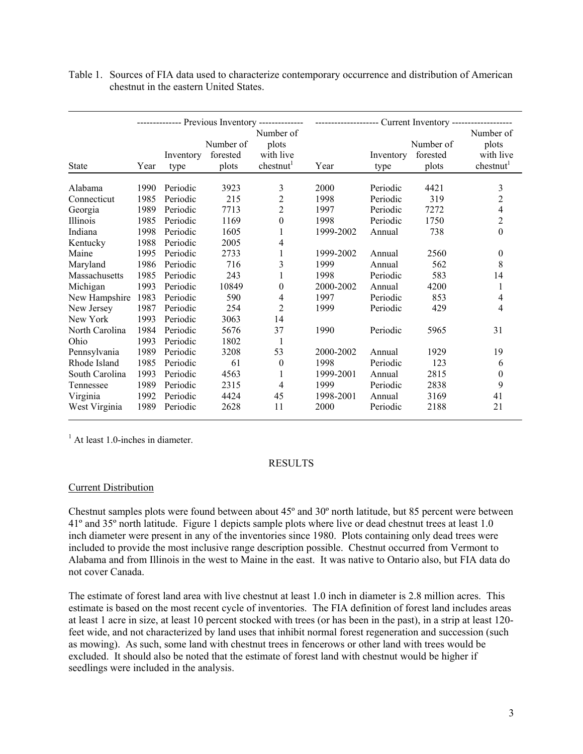Table 1. Sources of FIA data used to characterize contemporary occurrence and distribution of American chestnut in the eastern United States.

| | Previous Inventory | | | | Current Inventory | | | |
|---|---|---|---|---|---|---|---|---|
| State | Year | Inventory type | Number of forested plots | Number of plots with live chestnut[1] | Year | Inventory type | Number of forested plots | Number of plots with live chestnut[1] |
| Alabama | 1990 | Periodic | 3923 | 3 | 2000 | Periodic | 4421 | 3 |
| Connecticut | 1985 | Periodic | 215 | 2 | 1998 | Periodic | 319 | 2 |
| Georgia | 1989 | Periodic | 7713 | 2 | 1997 | Periodic | 7272 | 4 |
| Illinois | 1985 | Periodic | 1169 | 0 | 1998 | Periodic | 1750 | 2 |
| Indiana | 1998 | Periodic | 1605 | 1 | 1999-2002 | Annual | 738 | 0 |
| Kentucky | 1988 | Periodic | 2005 | 4 | | | | |
| Maine | 1995 | Periodic | 2733 | 1 | 1999-2002 | Annual | 2560 | 0 |
| Maryland | 1986 | Periodic | 716 | 3 | 1999 | Annual | 562 | 8 |
| Massachusetts | 1985 | Periodic | 243 | 1 | 1998 | Periodic | 583 | 14 |
| Michigan | 1993 | Periodic | 10849 | 0 | 2000-2002 | Annual | 4200 | 1 |
| New Hampshire | 1983 | Periodic | 590 | 4 | 1997 | Periodic | 853 | 4 |
| New Jersey | 1987 | Periodic | 254 | 2 | 1999 | Periodic | 429 | 4 |
| New York | 1993 | Periodic | 3063 | 14 | | | | |
| North Carolina | 1984 | Periodic | 5676 | 37 | 1990 | Periodic | 5965 | 31 |
| Ohio | 1993 | Periodic | 1802 | 1 | | | | |
| Pennsylvania | 1989 | Periodic | 3208 | 53 | 2000-2002 | Annual | 1929 | 19 |
| Rhode Island | 1985 | Periodic | 61 | 0 | 1998 | Periodic | 123 | 6 |
| South Carolina | 1993 | Periodic | 4563 | 1 | 1999-2001 | Annual | 2815 | 0 |
| Tennessee | 1989 | Periodic | 2315 | 4 | 1999 | Periodic | 2838 | 9 |
| Virginia | 1992 | Periodic | 4424 | 45 | 1998-2001 | Annual | 3169 | 41 |
| West Virginia | 1989 | Periodic | 2628 | 11 | 2000 | Periodic | 2188 | 21 |

[1] At least 1.0-inches in diameter.

## RESULTS

### Current Distribution

Chestnut samples plots were found between about 45º and 30º north latitude, but 85 percent were between 41º and 35º north latitude. Figure 1 depicts sample plots where live or dead chestnut trees at least 1.0 inch diameter were present in any of the inventories since 1980. Plots containing only dead trees were included to provide the most inclusive range description possible. Chestnut occurred from Vermont to Alabama and from Illinois in the west to Maine in the east. It was native to Ontario also, but FIA data do not cover Canada.

The estimate of forest land area with live chestnut at least 1.0 inch in diameter is 2.8 million acres. This estimate is based on the most recent cycle of inventories. The FIA definition of forest land includes areas at least 1 acre in size, at least 10 percent stocked with trees (or has been in the past), in a strip at least 120-feet wide, and not characterized by land uses that inhibit normal forest regeneration and succession (such as mowing). As such, some land with chestnut trees in fencerows or other land with trees would be excluded. It should also be noted that the estimate of forest land with chestnut would be higher if seedlings were included in the analysis.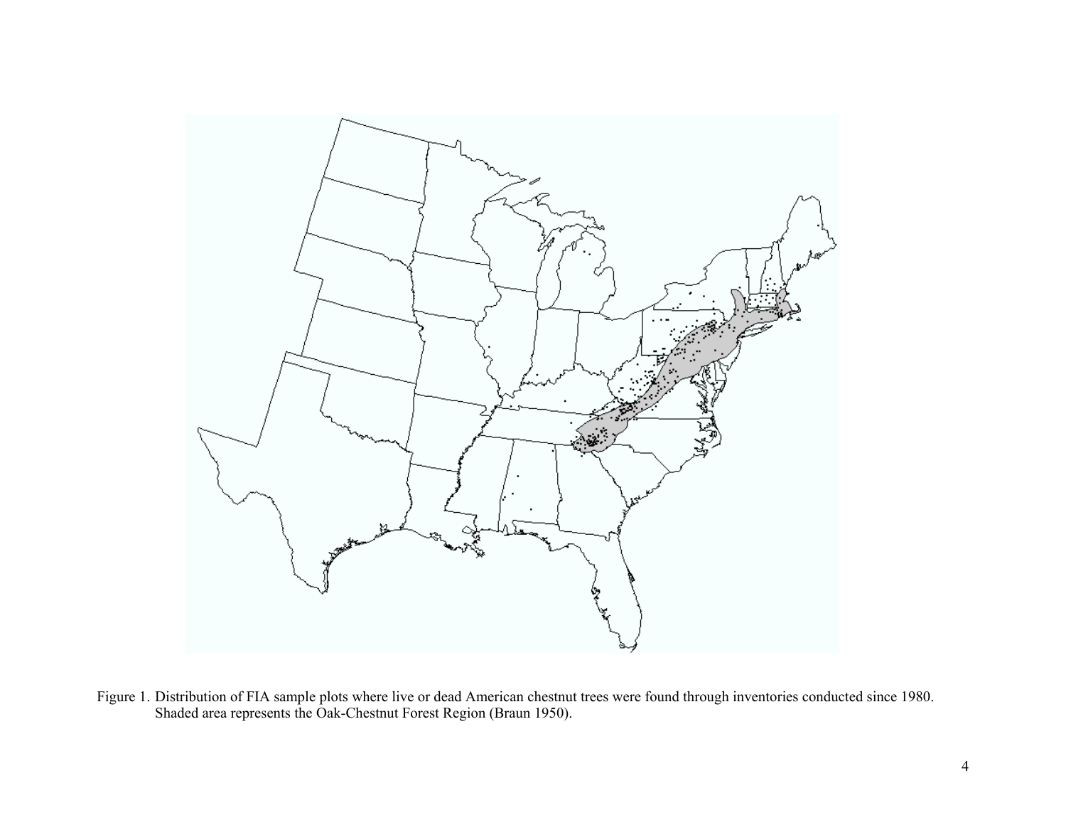Figure 1. Distribution of FIA sample plots where live or dead American chestnut trees were found through inventories conducted since 1980. Shaded area represents the Oak-Chestnut Forest Region (Braun 1950).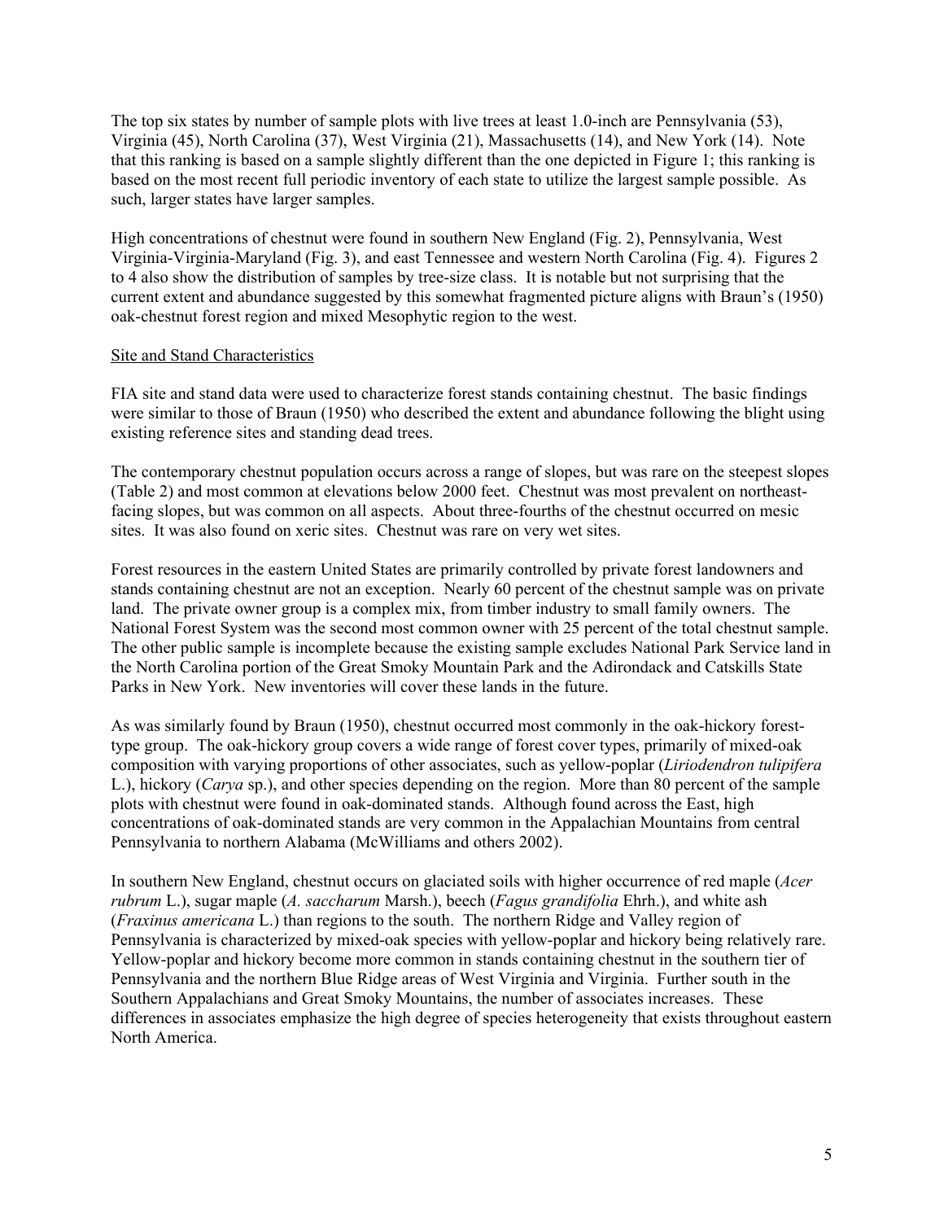The top six states by number of sample plots with live trees at least 1.0-inch are Pennsylvania (53), Virginia (45), North Carolina (37), West Virginia (21), Massachusetts (14), and New York (14). Note that this ranking is based on a sample slightly different than the one depicted in Figure 1; this ranking is based on the most recent full periodic inventory of each state to utilize the largest sample possible. As such, larger states have larger samples.

High concentrations of chestnut were found in southern New England (Fig. 2), Pennsylvania, West Virginia-Virginia-Maryland (Fig. 3), and east Tennessee and western North Carolina (Fig. 4). Figures 2 to 4 also show the distribution of samples by tree-size class. It is notable but not surprising that the current extent and abundance suggested by this somewhat fragmented picture aligns with Braun's (1950) oak-chestnut forest region and mixed Mesophytic region to the west.

<u>Site and Stand Characteristics</u>

FIA site and stand data were used to characterize forest stands containing chestnut. The basic findings were similar to those of Braun (1950) who described the extent and abundance following the blight using existing reference sites and standing dead trees.

The contemporary chestnut population occurs across a range of slopes, but was rare on the steepest slopes (Table 2) and most common at elevations below 2000 feet. Chestnut was most prevalent on northeast-facing slopes, but was common on all aspects. About three-fourths of the chestnut occurred on mesic sites. It was also found on xeric sites. Chestnut was rare on very wet sites.

Forest resources in the eastern United States are primarily controlled by private forest landowners and stands containing chestnut are not an exception. Nearly 60 percent of the chestnut sample was on private land. The private owner group is a complex mix, from timber industry to small family owners. The National Forest System was the second most common owner with 25 percent of the total chestnut sample. The other public sample is incomplete because the existing sample excludes National Park Service land in the North Carolina portion of the Great Smoky Mountain Park and the Adirondack and Catskills State Parks in New York. New inventories will cover these lands in the future.

As was similarly found by Braun (1950), chestnut occurred most commonly in the oak-hickory forest-type group. The oak-hickory group covers a wide range of forest cover types, primarily of mixed-oak composition with varying proportions of other associates, such as yellow-poplar (*Liriodendron tulipifera* L.), hickory (*Carya* sp.), and other species depending on the region. More than 80 percent of the sample plots with chestnut were found in oak-dominated stands. Although found across the East, high concentrations of oak-dominated stands are very common in the Appalachian Mountains from central Pennsylvania to northern Alabama (McWilliams and others 2002).

In southern New England, chestnut occurs on glaciated soils with higher occurrence of red maple (*Acer rubrum* L.), sugar maple (*A. saccharum* Marsh.), beech (*Fagus grandifolia* Ehrh.), and white ash (*Fraxinus americana* L.) than regions to the south. The northern Ridge and Valley region of Pennsylvania is characterized by mixed-oak species with yellow-poplar and hickory being relatively rare. Yellow-poplar and hickory become more common in stands containing chestnut in the southern tier of Pennsylvania and the northern Blue Ridge areas of West Virginia and Virginia. Further south in the Southern Appalachians and Great Smoky Mountains, the number of associates increases. These differences in associates emphasize the high degree of species heterogeneity that exists throughout eastern North America.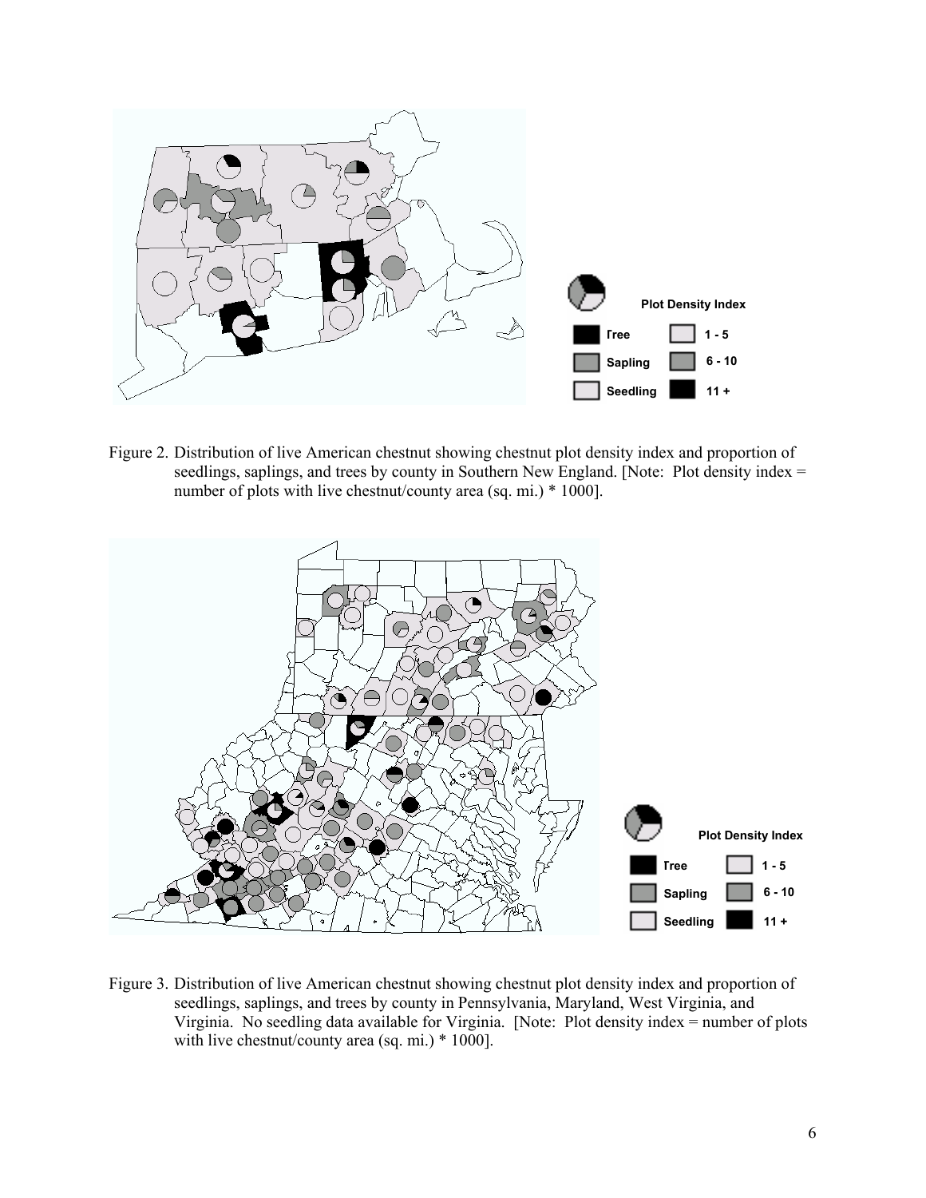Figure 2. Distribution of live American chestnut showing chestnut plot density index and proportion of seedlings, saplings, and trees by county in Southern New England. [Note: Plot density index = number of plots with live chestnut/county area (sq. mi.) * 1000].

Figure 3. Distribution of live American chestnut showing chestnut plot density index and proportion of seedlings, saplings, and trees by county in Pennsylvania, Maryland, West Virginia, and Virginia. No seedling data available for Virginia. [Note: Plot density index = number of plots with live chestnut/county area (sq. mi.) * 1000].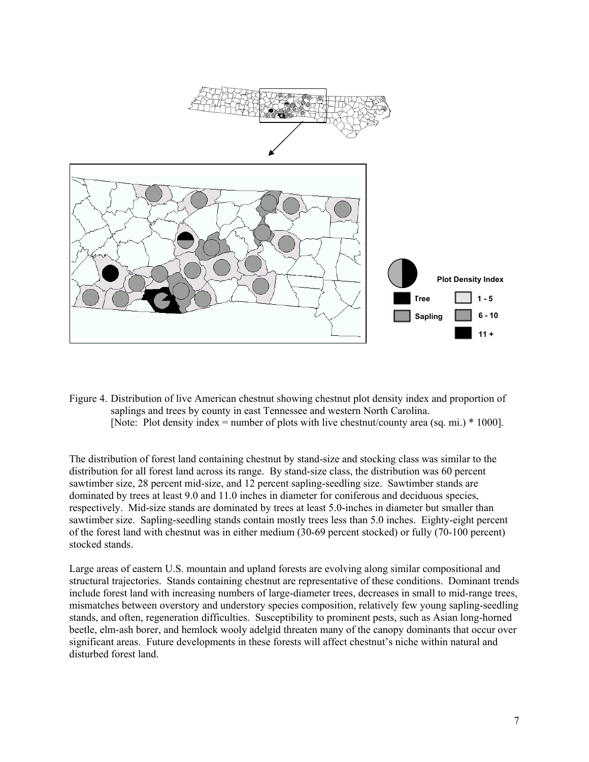Figure 4. Distribution of live American chestnut showing chestnut plot density index and proportion of saplings and trees by county in east Tennessee and western North Carolina. [Note: Plot density index = number of plots with live chestnut/county area (sq. mi.) * 1000].

The distribution of forest land containing chestnut by stand-size and stocking class was similar to the distribution for all forest land across its range. By stand-size class, the distribution was 60 percent sawtimber size, 28 percent mid-size, and 12 percent sapling-seedling size. Sawtimber stands are dominated by trees at least 9.0 and 11.0 inches in diameter for coniferous and deciduous species, respectively. Mid-size stands are dominated by trees at least 5.0-inches in diameter but smaller than sawtimber size. Sapling-seedling stands contain mostly trees less than 5.0 inches. Eighty-eight percent of the forest land with chestnut was in either medium (30-69 percent stocked) or fully (70-100 percent) stocked stands.

Large areas of eastern U.S. mountain and upland forests are evolving along similar compositional and structural trajectories. Stands containing chestnut are representative of these conditions. Dominant trends include forest land with increasing numbers of large-diameter trees, decreases in small to mid-range trees, mismatches between overstory and understory species composition, relatively few young sapling-seedling stands, and often, regeneration difficulties. Susceptibility to prominent pests, such as Asian long-horned beetle, elm-ash borer, and hemlock wooly adelgid threaten many of the canopy dominants that occur over significant areas. Future developments in these forests will affect chestnut's niche within natural and disturbed forest land.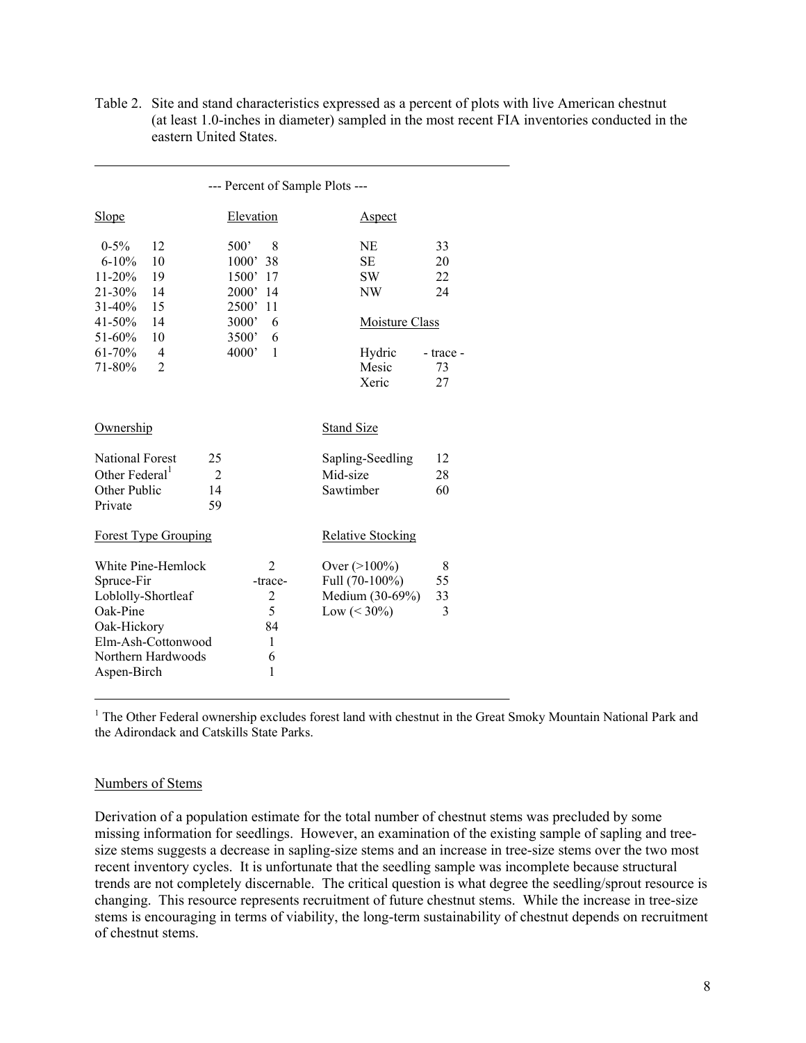Table 2. Site and stand characteristics expressed as a percent of plots with live American chestnut (at least 1.0-inches in diameter) sampled in the most recent FIA inventories conducted in the eastern United States.

--- Percent of Sample Plots ---

| Slope | | Elevation | | Aspect | |
|---|---|---|---|---|---|
| 0-5% | 12 | 500' | 8 | NE | 33 |
| 6-10% | 10 | 1000' | 38 | SE | 20 |
| 11-20% | 19 | 1500' | 17 | SW | 22 |
| 21-30% | 14 | 2000' | 14 | NW | 24 |
| 31-40% | 15 | 2500' | 11 | | |
| 41-50% | 14 | 3000' | 6 | **Moisture Class** | |
| 51-60% | 10 | 3500' | 6 | | |
| 61-70% | 4 | 4000' | 1 | Hydric | - trace - |
| 71-80% | 2 | | | Mesic | 73 |
| | | | | Xeric | 27 |

| Ownership | | Stand Size | |
|---|---|---|---|
| National Forest | 25 | Sapling-Seedling | 12 |
| Other Federal[1] | 2 | Mid-size | 28 |
| Other Public | 14 | Sawtimber | 60 |
| Private | 59 | | |

| Forest Type Grouping | | Relative Stocking | |
|---|---|---|---|
| White Pine-Hemlock | 2 | Over (>100%) | 8 |
| Spruce-Fir | -trace- | Full (70-100%) | 55 |
| Loblolly-Shortleaf | 2 | Medium (30-69%) | 33 |
| Oak-Pine | 5 | Low (< 30%) | 3 |
| Oak-Hickory | 84 | | |
| Elm-Ash-Cottonwood | 1 | | |
| Northern Hardwoods | 6 | | |
| Aspen-Birch | 1 | | |

[1] The Other Federal ownership excludes forest land with chestnut in the Great Smoky Mountain National Park and the Adirondack and Catskills State Parks.

## Numbers of Stems

Derivation of a population estimate for the total number of chestnut stems was precluded by some missing information for seedlings. However, an examination of the existing sample of sapling and tree-size stems suggests a decrease in sapling-size stems and an increase in tree-size stems over the two most recent inventory cycles. It is unfortunate that the seedling sample was incomplete because structural trends are not completely discernable. The critical question is what degree the seedling/sprout resource is changing. This resource represents recruitment of future chestnut stems. While the increase in tree-size stems is encouraging in terms of viability, the long-term sustainability of chestnut depends on recruitment of chestnut stems.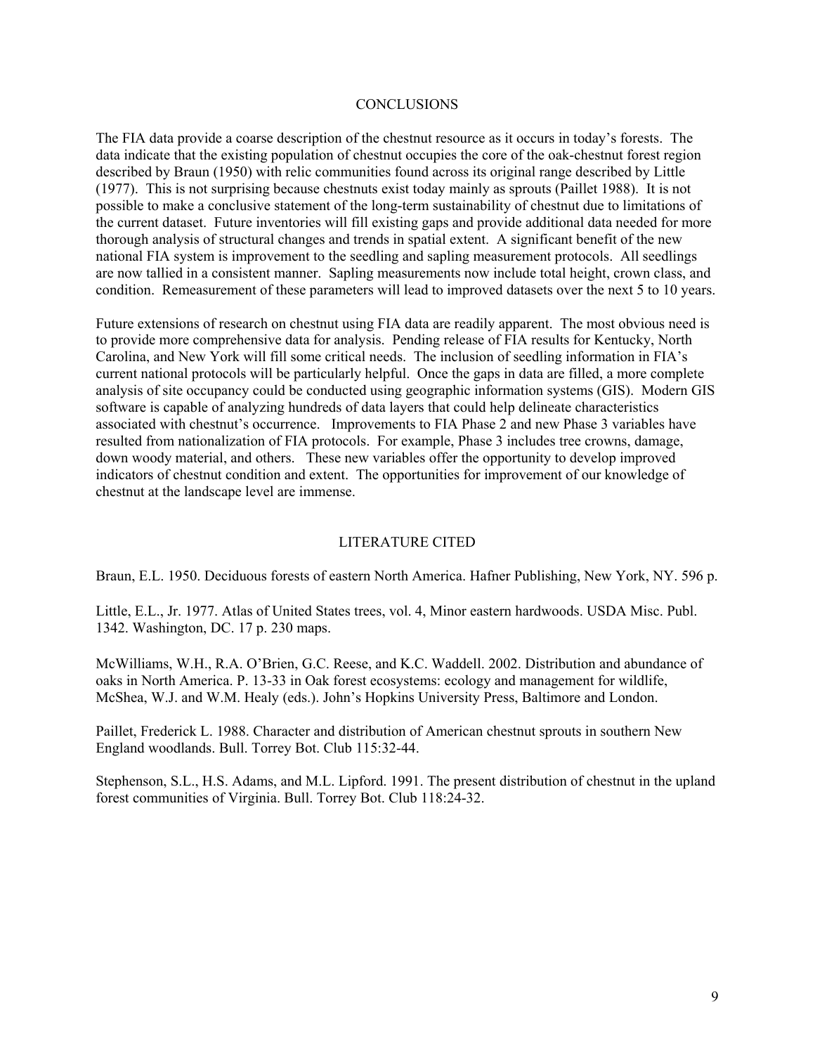## CONCLUSIONS

The FIA data provide a coarse description of the chestnut resource as it occurs in today's forests. The data indicate that the existing population of chestnut occupies the core of the oak-chestnut forest region described by Braun (1950) with relic communities found across its original range described by Little (1977). This is not surprising because chestnuts exist today mainly as sprouts (Paillet 1988). It is not possible to make a conclusive statement of the long-term sustainability of chestnut due to limitations of the current dataset. Future inventories will fill existing gaps and provide additional data needed for more thorough analysis of structural changes and trends in spatial extent. A significant benefit of the new national FIA system is improvement to the seedling and sapling measurement protocols. All seedlings are now tallied in a consistent manner. Sapling measurements now include total height, crown class, and condition. Remeasurement of these parameters will lead to improved datasets over the next 5 to 10 years.

Future extensions of research on chestnut using FIA data are readily apparent. The most obvious need is to provide more comprehensive data for analysis. Pending release of FIA results for Kentucky, North Carolina, and New York will fill some critical needs. The inclusion of seedling information in FIA's current national protocols will be particularly helpful. Once the gaps in data are filled, a more complete analysis of site occupancy could be conducted using geographic information systems (GIS). Modern GIS software is capable of analyzing hundreds of data layers that could help delineate characteristics associated with chestnut's occurrence. Improvements to FIA Phase 2 and new Phase 3 variables have resulted from nationalization of FIA protocols. For example, Phase 3 includes tree crowns, damage, down woody material, and others. These new variables offer the opportunity to develop improved indicators of chestnut condition and extent. The opportunities for improvement of our knowledge of chestnut at the landscape level are immense.

## LITERATURE CITED

Braun, E.L. 1950. Deciduous forests of eastern North America. Hafner Publishing, New York, NY. 596 p.

Little, E.L., Jr. 1977. Atlas of United States trees, vol. 4, Minor eastern hardwoods. USDA Misc. Publ. 1342. Washington, DC. 17 p. 230 maps.

McWilliams, W.H., R.A. O'Brien, G.C. Reese, and K.C. Waddell. 2002. Distribution and abundance of oaks in North America. P. 13-33 in Oak forest ecosystems: ecology and management for wildlife, McShea, W.J. and W.M. Healy (eds.). John's Hopkins University Press, Baltimore and London.

Paillet, Frederick L. 1988. Character and distribution of American chestnut sprouts in southern New England woodlands. Bull. Torrey Bot. Club 115:32-44.

Stephenson, S.L., H.S. Adams, and M.L. Lipford. 1991. The present distribution of chestnut in the upland forest communities of Virginia. Bull. Torrey Bot. Club 118:24-32.